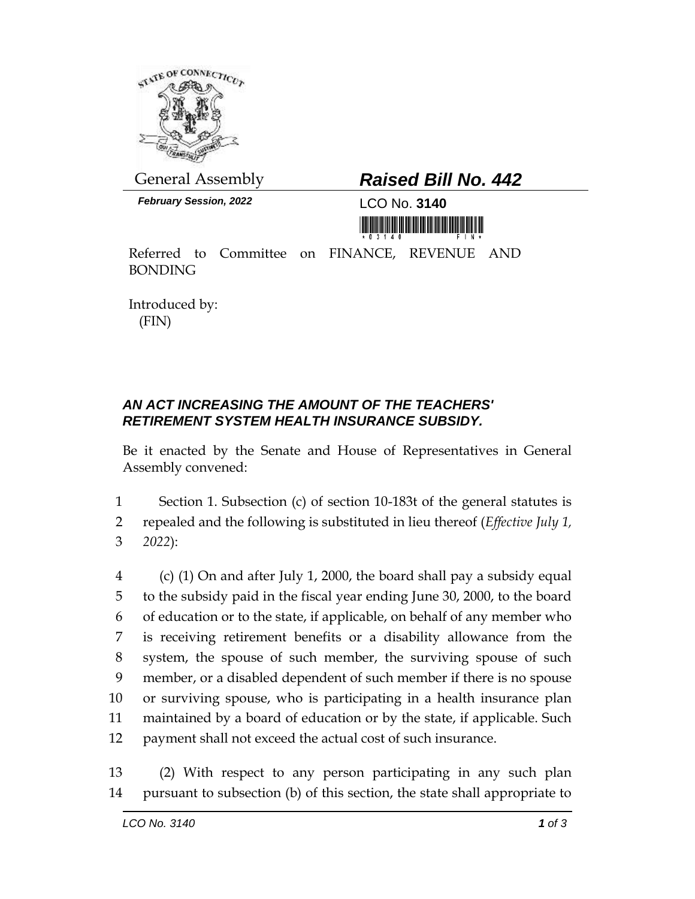General Assembly

***February Session, 2022***

# *Raised Bill No. 442*

LCO No. **3140**

Referred to Committee on FINANCE, REVENUE AND BONDING

Introduced by:
(FIN)

## *AN ACT INCREASING THE AMOUNT OF THE TEACHERS' RETIREMENT SYSTEM HEALTH INSURANCE SUBSIDY.*

Be it enacted by the Senate and House of Representatives in General Assembly convened:

1 Section 1. Subsection (c) of section 10-183t of the general statutes is
2 repealed and the following is substituted in lieu thereof (*Effective July 1,*
3 *2022*):

4 (c) (1) On and after July 1, 2000, the board shall pay a subsidy equal
5 to the subsidy paid in the fiscal year ending June 30, 2000, to the board
6 of education or to the state, if applicable, on behalf of any member who
7 is receiving retirement benefits or a disability allowance from the
8 system, the spouse of such member, the surviving spouse of such
9 member, or a disabled dependent of such member if there is no spouse
10 or surviving spouse, who is participating in a health insurance plan
11 maintained by a board of education or by the state, if applicable. Such
12 payment shall not exceed the actual cost of such insurance.

13 (2) With respect to any person participating in any such plan
14 pursuant to subsection (b) of this section, the state shall appropriate to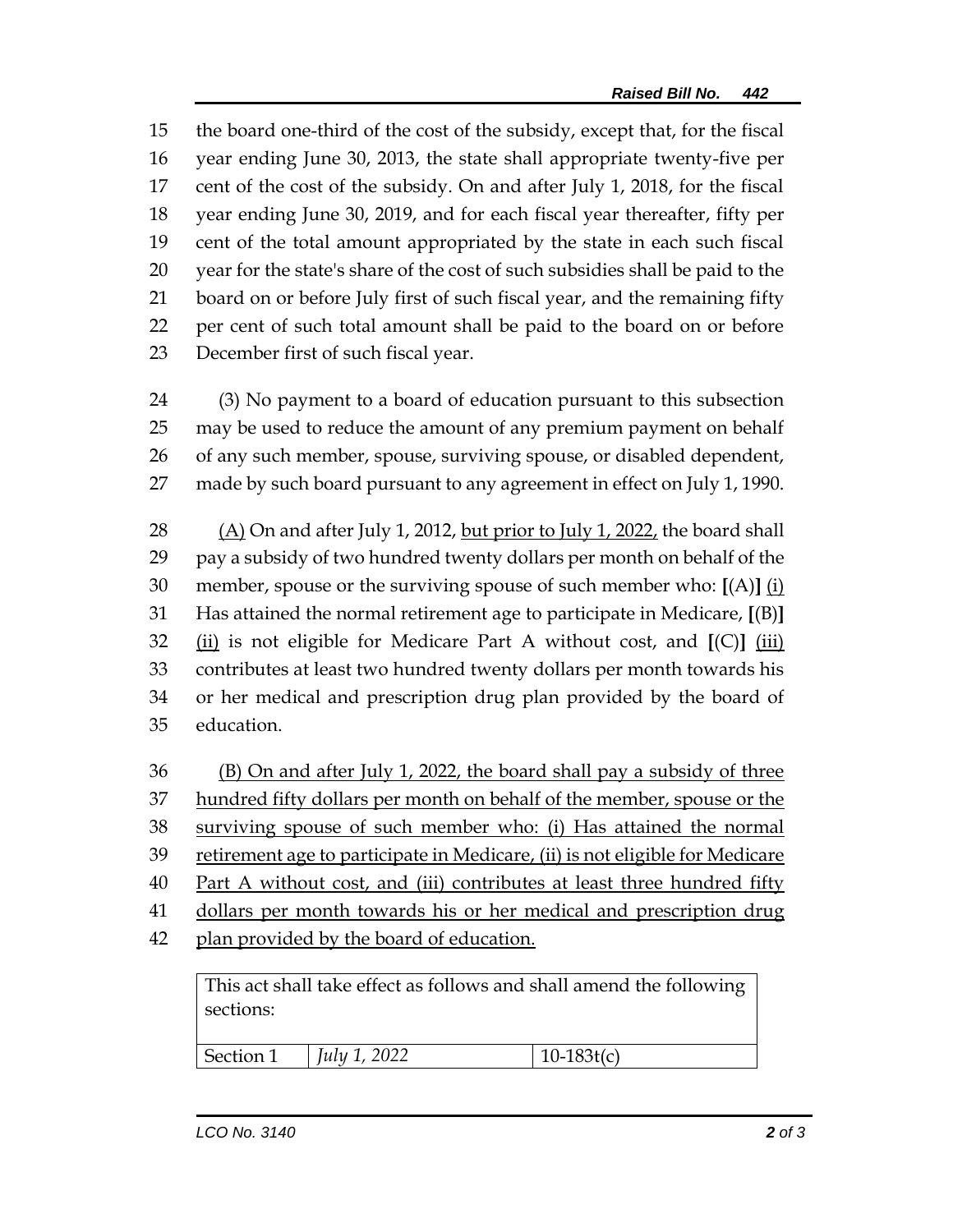the board one-third of the cost of the subsidy, except that, for the fiscal year ending June 30, 2013, the state shall appropriate twenty-five per cent of the cost of the subsidy. On and after July 1, 2018, for the fiscal year ending June 30, 2019, and for each fiscal year thereafter, fifty per cent of the total amount appropriated by the state in each such fiscal year for the state's share of the cost of such subsidies shall be paid to the board on or before July first of such fiscal year, and the remaining fifty per cent of such total amount shall be paid to the board on or before December first of such fiscal year.

(3) No payment to a board of education pursuant to this subsection may be used to reduce the amount of any premium payment on behalf of any such member, spouse, surviving spouse, or disabled dependent, made by such board pursuant to any agreement in effect on July 1, 1990.

<u>(A)</u> On and after July 1, 2012, <u>but prior to July 1, 2022,</u> the board shall pay a subsidy of two hundred twenty dollars per month on behalf of the member, spouse or the surviving spouse of such member who: **[**(A)**]** <u>(i)</u> Has attained the normal retirement age to participate in Medicare, **[**(B)**]** <u>(ii)</u> is not eligible for Medicare Part A without cost, and **[**(C)**]** <u>(iii)</u> contributes at least two hundred twenty dollars per month towards his or her medical and prescription drug plan provided by the board of education.

<u>(B) On and after July 1, 2022, the board shall pay a subsidy of three hundred fifty dollars per month on behalf of the member, spouse or the surviving spouse of such member who: (i) Has attained the normal retirement age to participate in Medicare, (ii) is not eligible for Medicare Part A without cost, and (iii) contributes at least three hundred fifty dollars per month towards his or her medical and prescription drug plan provided by the board of education.</u>

| This act shall take effect as follows and shall amend the following sections: | | |
|---|---|---|
| Section 1 | *July 1, 2022* | 10-183t(c) |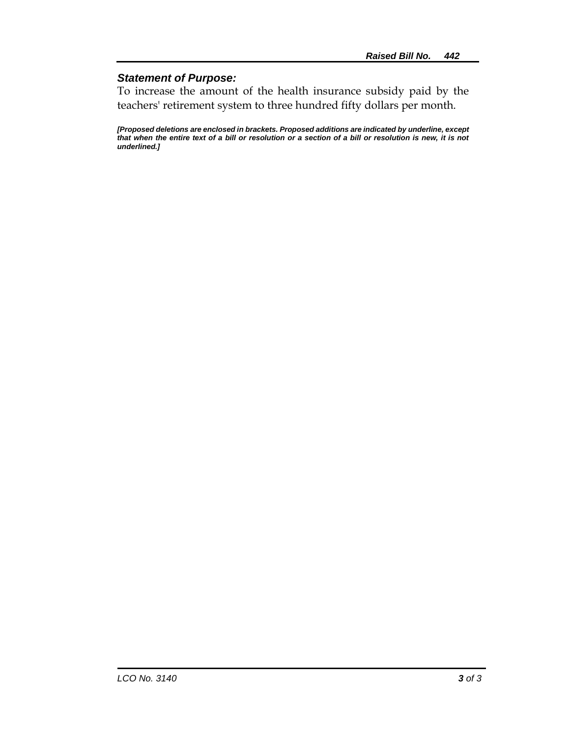### *Statement of Purpose:*

To increase the amount of the health insurance subsidy paid by the teachers' retirement system to three hundred fifty dollars per month.

***[Proposed deletions are enclosed in brackets. Proposed additions are indicated by underline, except that when the entire text of a bill or resolution or a section of a bill or resolution is new, it is not underlined.]***